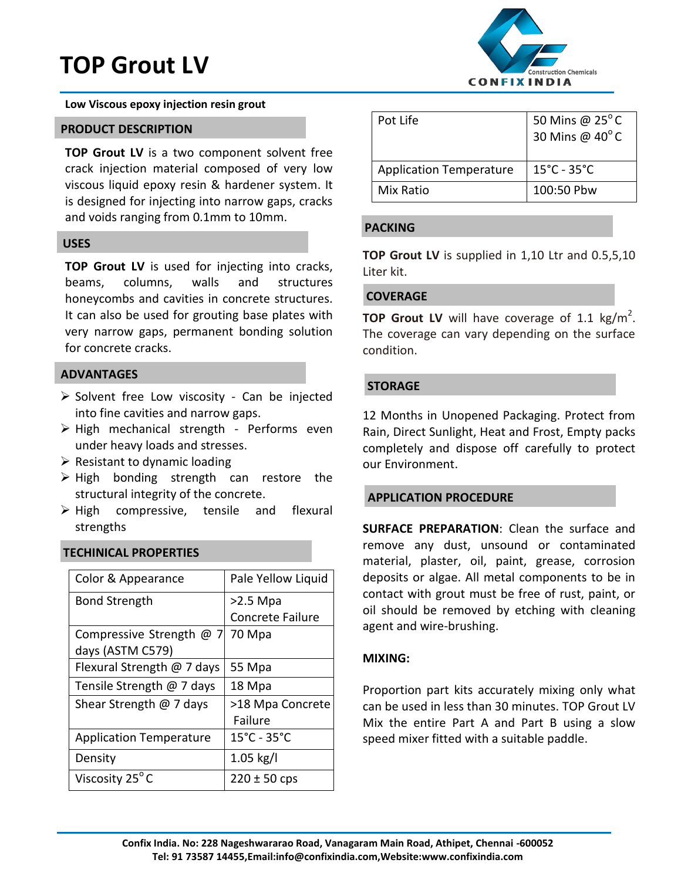# TOP Grout LV

**Low Viscous epoxy injection resin grout**

## PRODUCT DESCRIPTION

**TOP Grout LV** is a two component solvent free crack injection material composed of very low viscous liquid epoxy resin & hardener system. It is designed for injecting into narrow gaps, cracks and voids ranging from 0.1mm to 10mm.

## USES

**TOP Grout LV** is used for injecting into cracks, beams, columns, walls and structures honeycombs and cavities in concrete structures. It can also be used for grouting base plates with very narrow gaps, permanent bonding solution for concrete cracks.

## ADVANTAGES

- Solvent free Low viscosity - Can be injected into fine cavities and narrow gaps.
- High mechanical strength - Performs even under heavy loads and stresses.
- Resistant to dynamic loading
- High bonding strength can restore the structural integrity of the concrete.
- High compressive, tensile and flexural strengths

## TECHINICAL PROPERTIES

| | |
|---|---|
| Color & Appearance | Pale Yellow Liquid |
| Bond Strength | >2.5 Mpa Concrete Failure |
| Compressive Strength @ 7 days (ASTM C579) | 70 Mpa |
| Flexural Strength @ 7 days | 55 Mpa |
| Tensile Strength @ 7 days | 18 Mpa |
| Shear Strength @ 7 days | >18 Mpa Concrete Failure |
| Application Temperature | 15°C - 35°C |
| Density | 1.05 kg/l |
| Viscosity 25°C | 220 ± 50 cps |
| Pot Life | 50 Mins @ 25°C<br>30 Mins @ 40°C |
| Application Temperature | 15°C - 35°C |
| Mix Ratio | 100:50 Pbw |

## PACKING

**TOP Grout LV** is supplied in 1,10 Ltr and 0.5,5,10 Liter kit.

## COVERAGE

**TOP Grout LV** will have coverage of 1.1 kg/m$^2$. The coverage can vary depending on the surface condition.

## STORAGE

12 Months in Unopened Packaging. Protect from Rain, Direct Sunlight, Heat and Frost, Empty packs completely and dispose off carefully to protect our Environment.

## APPLICATION PROCEDURE

**SURFACE PREPARATION**: Clean the surface and remove any dust, unsound or contaminated material, plaster, oil, paint, grease, corrosion deposits or algae. All metal components to be in contact with grout must be free of rust, paint, or oil should be removed by etching with cleaning agent and wire-brushing.

**MIXING:**

Proportion part kits accurately mixing only what can be used in less than 30 minutes. TOP Grout LV Mix the entire Part A and Part B using a slow speed mixer fitted with a suitable paddle.

**Confix India. No: 228 Nageshwararao Road, Vanagaram Main Road, Athipet, Chennai -600052**
**Tel: 91 73587 14455,Email:info@confixindia.com,Website:www.confixindia.com**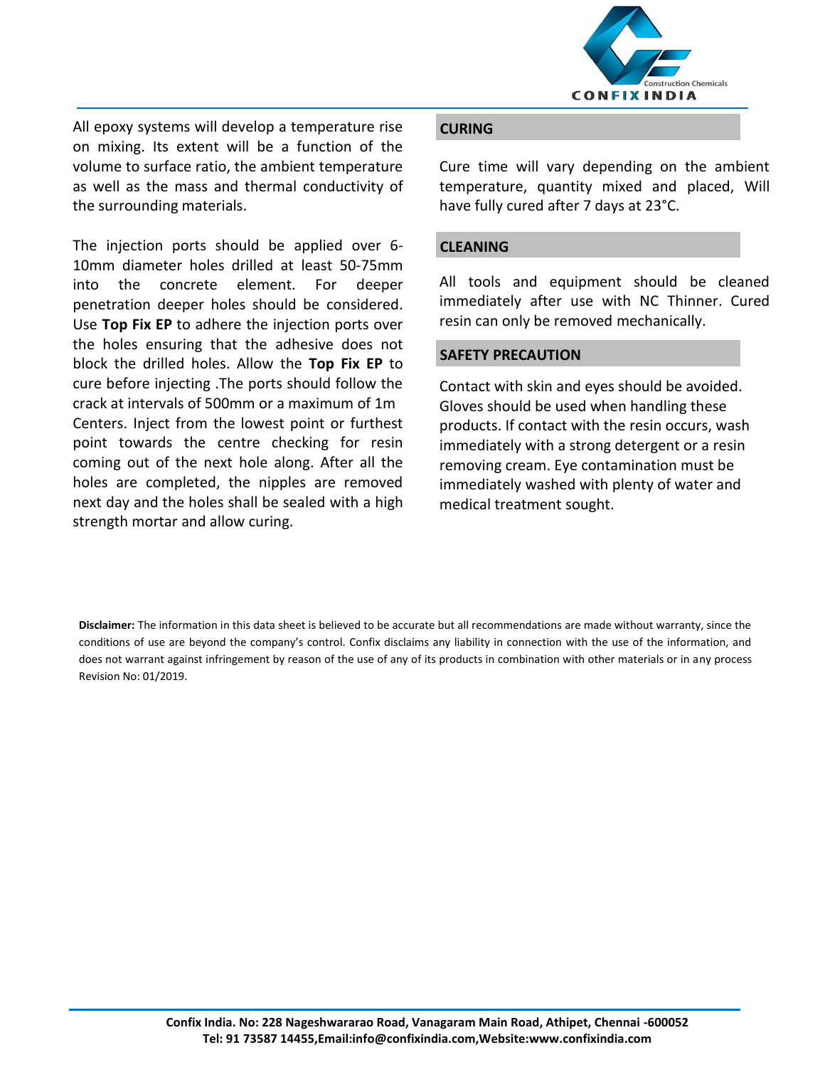All epoxy systems will develop a temperature rise on mixing. Its extent will be a function of the volume to surface ratio, the ambient temperature as well as the mass and thermal conductivity of the surrounding materials.

The injection ports should be applied over 6-10mm diameter holes drilled at least 50-75mm into the concrete element. For deeper penetration deeper holes should be considered. Use **Top Fix EP** to adhere the injection ports over the holes ensuring that the adhesive does not block the drilled holes. Allow the **Top Fix EP** to cure before injecting .The ports should follow the crack at intervals of 500mm or a maximum of 1m Centers. Inject from the lowest point or furthest point towards the centre checking for resin coming out of the next hole along. After all the holes are completed, the nipples are removed next day and the holes shall be sealed with a high strength mortar and allow curing.

## CURING

Cure time will vary depending on the ambient temperature, quantity mixed and placed, Will have fully cured after 7 days at 23°C.

## CLEANING

All tools and equipment should be cleaned immediately after use with NC Thinner. Cured resin can only be removed mechanically.

## SAFETY PRECAUTION

Contact with skin and eyes should be avoided. Gloves should be used when handling these products. If contact with the resin occurs, wash immediately with a strong detergent or a resin removing cream. Eye contamination must be immediately washed with plenty of water and medical treatment sought.

**Disclaimer:** The information in this data sheet is believed to be accurate but all recommendations are made without warranty, since the conditions of use are beyond the company's control. Confix disclaims any liability in connection with the use of the information, and does not warrant against infringement by reason of the use of any of its products in combination with other materials or in any process Revision No: 01/2019.